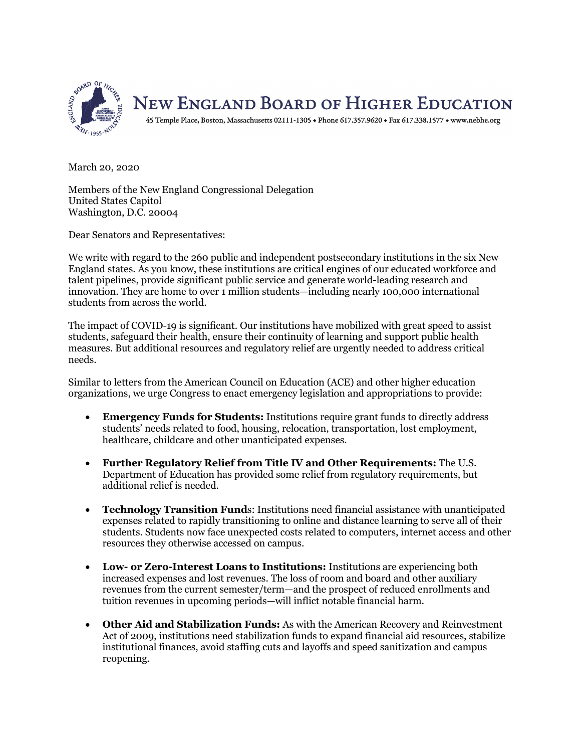# New England Board of Higher Education

45 Temple Place, Boston, Massachusetts 02111-1305 • Phone 617.357.9620 • Fax 617.338.1577 • www.nebhe.org

March 20, 2020

Members of the New England Congressional Delegation
United States Capitol
Washington, D.C. 20004

Dear Senators and Representatives:

We write with regard to the 260 public and independent postsecondary institutions in the six New England states. As you know, these institutions are critical engines of our educated workforce and talent pipelines, provide significant public service and generate world-leading research and innovation. They are home to over 1 million students—including nearly 100,000 international students from across the world.

The impact of COVID-19 is significant. Our institutions have mobilized with great speed to assist students, safeguard their health, ensure their continuity of learning and support public health measures. But additional resources and regulatory relief are urgently needed to address critical needs.

Similar to letters from the American Council on Education (ACE) and other higher education organizations, we urge Congress to enact emergency legislation and appropriations to provide:

- **Emergency Funds for Students:** Institutions require grant funds to directly address students' needs related to food, housing, relocation, transportation, lost employment, healthcare, childcare and other unanticipated expenses.
- **Further Regulatory Relief from Title IV and Other Requirements:** The U.S. Department of Education has provided some relief from regulatory requirements, but additional relief is needed.
- **Technology Transition Fund**s: Institutions need financial assistance with unanticipated expenses related to rapidly transitioning to online and distance learning to serve all of their students. Students now face unexpected costs related to computers, internet access and other resources they otherwise accessed on campus.
- **Low- or Zero-Interest Loans to Institutions:** Institutions are experiencing both increased expenses and lost revenues. The loss of room and board and other auxiliary revenues from the current semester/term—and the prospect of reduced enrollments and tuition revenues in upcoming periods—will inflict notable financial harm.
- **Other Aid and Stabilization Funds:** As with the American Recovery and Reinvestment Act of 2009, institutions need stabilization funds to expand financial aid resources, stabilize institutional finances, avoid staffing cuts and layoffs and speed sanitization and campus reopening.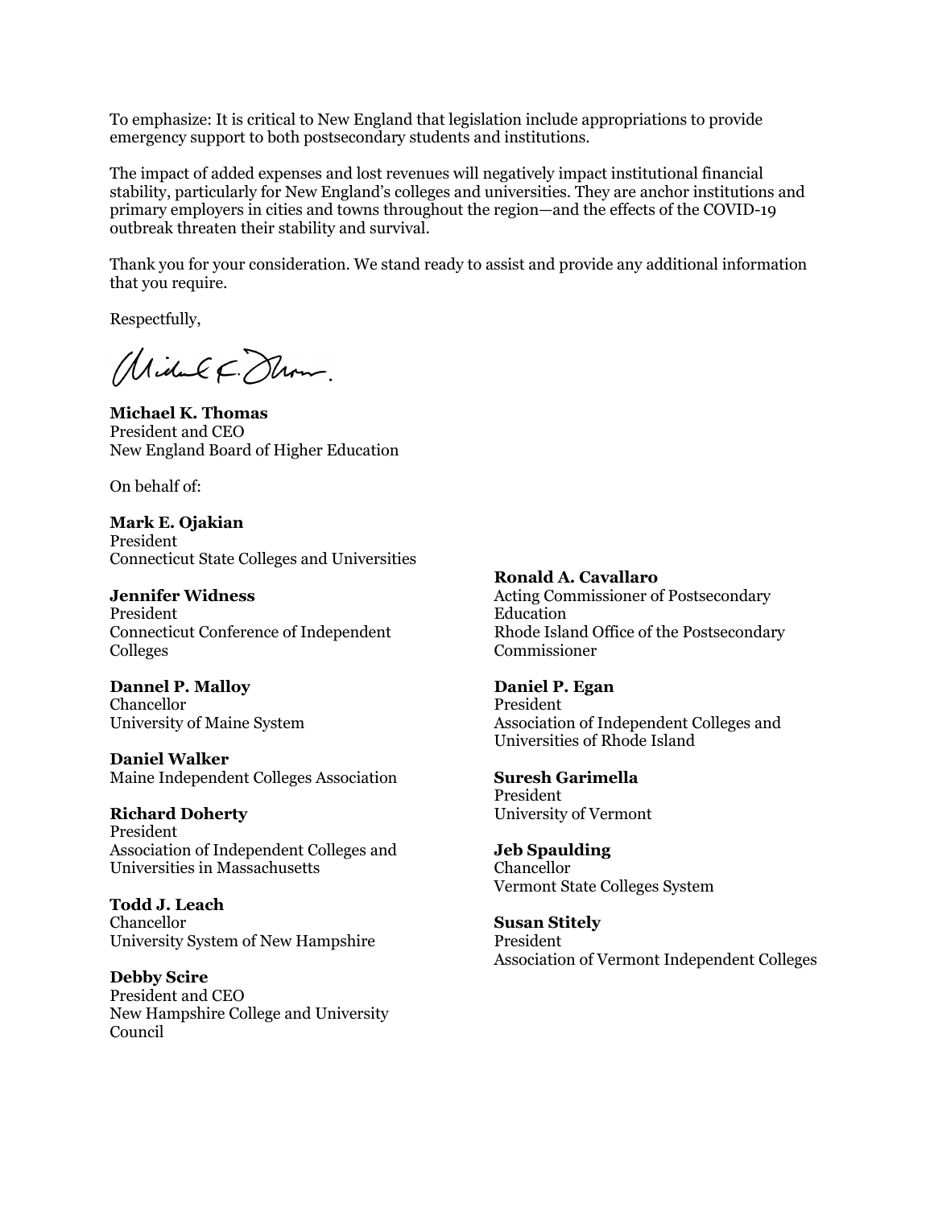To emphasize: It is critical to New England that legislation include appropriations to provide emergency support to both postsecondary students and institutions.

The impact of added expenses and lost revenues will negatively impact institutional financial stability, particularly for New England's colleges and universities. They are anchor institutions and primary employers in cities and towns throughout the region—and the effects of the COVID-19 outbreak threaten their stability and survival.

Thank you for your consideration. We stand ready to assist and provide any additional information that you require.

Respectfully,

**Michael K. Thomas**
President and CEO
New England Board of Higher Education

On behalf of:

**Mark E. Ojakian**
President
Connecticut State Colleges and Universities

**Jennifer Widness**
President
Connecticut Conference of Independent Colleges

**Dannel P. Malloy**
Chancellor
University of Maine System

**Daniel Walker**
Maine Independent Colleges Association

**Richard Doherty**
President
Association of Independent Colleges and Universities in Massachusetts

**Todd J. Leach**
Chancellor
University System of New Hampshire

**Debby Scire**
President and CEO
New Hampshire College and University Council

**Ronald A. Cavallaro**
Acting Commissioner of Postsecondary Education
Rhode Island Office of the Postsecondary Commissioner

**Daniel P. Egan**
President
Association of Independent Colleges and Universities of Rhode Island

**Suresh Garimella**
President
University of Vermont

**Jeb Spaulding**
Chancellor
Vermont State Colleges System

**Susan Stitely**
President
Association of Vermont Independent Colleges